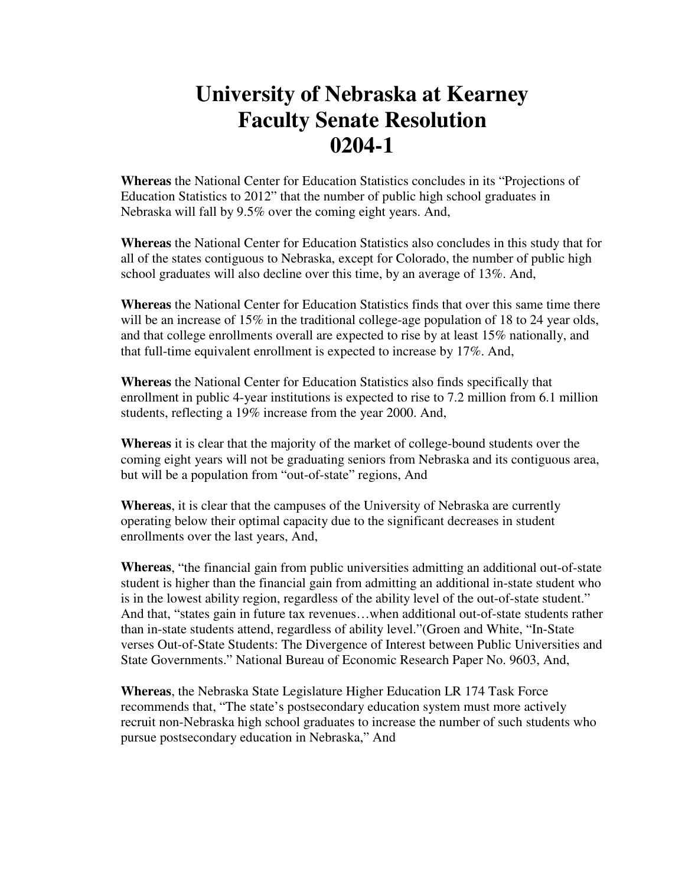# University of Nebraska at Kearney
# Faculty Senate Resolution
# 0204-1

**Whereas** the National Center for Education Statistics concludes in its "Projections of Education Statistics to 2012" that the number of public high school graduates in Nebraska will fall by 9.5% over the coming eight years. And,

**Whereas** the National Center for Education Statistics also concludes in this study that for all of the states contiguous to Nebraska, except for Colorado, the number of public high school graduates will also decline over this time, by an average of 13%. And,

**Whereas** the National Center for Education Statistics finds that over this same time there will be an increase of 15% in the traditional college-age population of 18 to 24 year olds, and that college enrollments overall are expected to rise by at least 15% nationally, and that full-time equivalent enrollment is expected to increase by 17%. And,

**Whereas** the National Center for Education Statistics also finds specifically that enrollment in public 4-year institutions is expected to rise to 7.2 million from 6.1 million students, reflecting a 19% increase from the year 2000. And,

**Whereas** it is clear that the majority of the market of college-bound students over the coming eight years will not be graduating seniors from Nebraska and its contiguous area, but will be a population from "out-of-state" regions, And

**Whereas**, it is clear that the campuses of the University of Nebraska are currently operating below their optimal capacity due to the significant decreases in student enrollments over the last years, And,

**Whereas**, "the financial gain from public universities admitting an additional out-of-state student is higher than the financial gain from admitting an additional in-state student who is in the lowest ability region, regardless of the ability level of the out-of-state student." And that, "states gain in future tax revenues…when additional out-of-state students rather than in-state students attend, regardless of ability level."(Groen and White, "In-State verses Out-of-State Students: The Divergence of Interest between Public Universities and State Governments." National Bureau of Economic Research Paper No. 9603, And,

**Whereas**, the Nebraska State Legislature Higher Education LR 174 Task Force recommends that, "The state's postsecondary education system must more actively recruit non-Nebraska high school graduates to increase the number of such students who pursue postsecondary education in Nebraska," And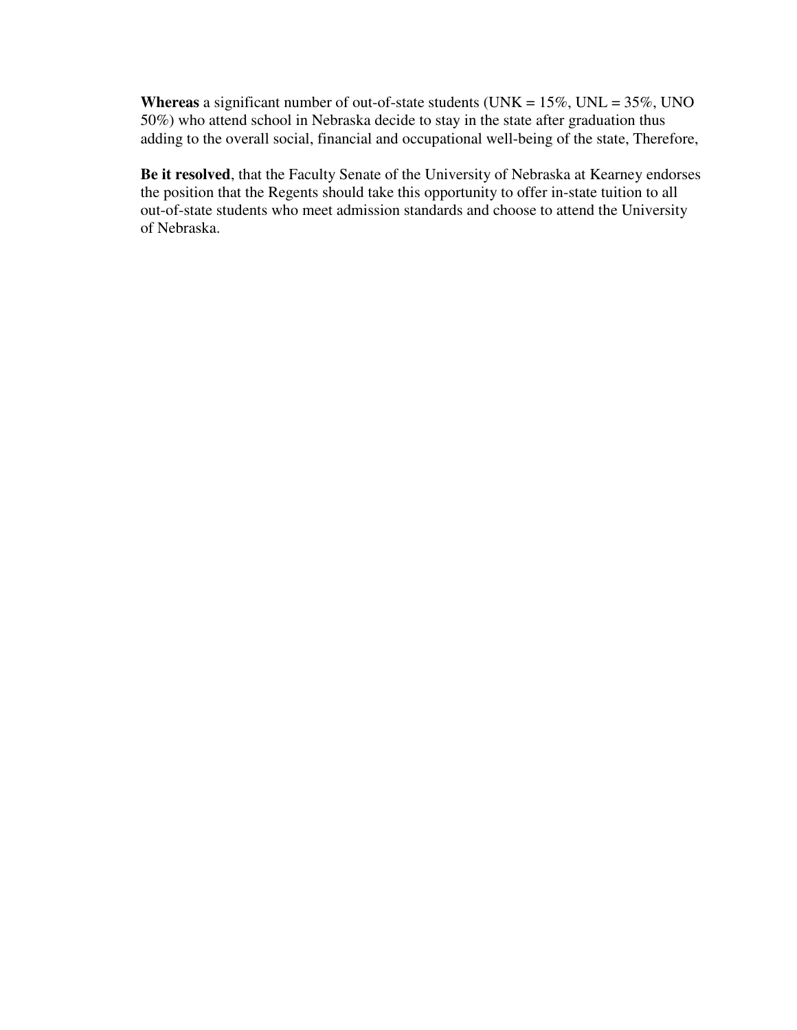**Whereas** a significant number of out-of-state students (UNK = 15%, UNL = 35%, UNO 50%) who attend school in Nebraska decide to stay in the state after graduation thus adding to the overall social, financial and occupational well-being of the state, Therefore,

**Be it resolved**, that the Faculty Senate of the University of Nebraska at Kearney endorses the position that the Regents should take this opportunity to offer in-state tuition to all out-of-state students who meet admission standards and choose to attend the University of Nebraska.